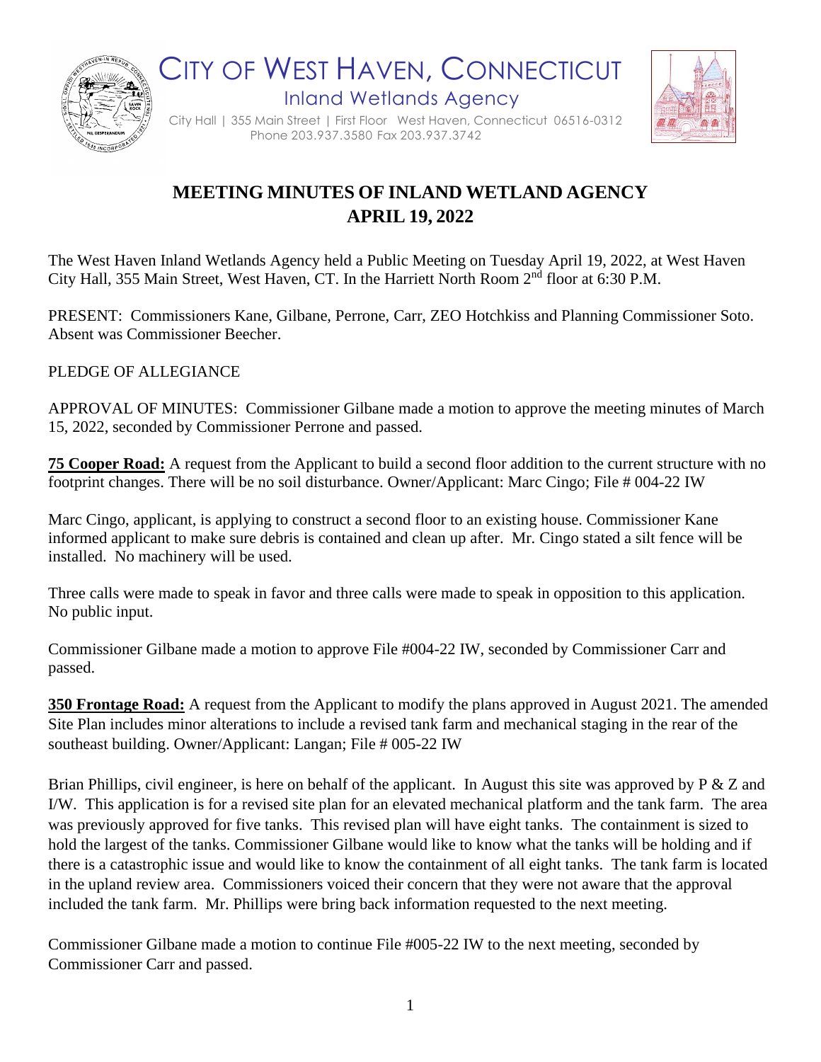# CITY OF WEST HAVEN, CONNECTICUT

## Inland Wetlands Agency

City Hall | 355 Main Street | First Floor West Haven, Connecticut 06516-0312
Phone 203.937.3580 Fax 203.937.3742

## MEETING MINUTES OF INLAND WETLAND AGENCY
## APRIL 19, 2022

The West Haven Inland Wetlands Agency held a Public Meeting on Tuesday April 19, 2022, at West Haven City Hall, 355 Main Street, West Haven, CT. In the Harriett North Room 2nd floor at 6:30 P.M.

PRESENT: Commissioners Kane, Gilbane, Perrone, Carr, ZEO Hotchkiss and Planning Commissioner Soto. Absent was Commissioner Beecher.

PLEDGE OF ALLEGIANCE

APPROVAL OF MINUTES: Commissioner Gilbane made a motion to approve the meeting minutes of March 15, 2022, seconded by Commissioner Perrone and passed.

**75 Cooper Road:** A request from the Applicant to build a second floor addition to the current structure with no footprint changes. There will be no soil disturbance. Owner/Applicant: Marc Cingo; File # 004-22 IW

Marc Cingo, applicant, is applying to construct a second floor to an existing house. Commissioner Kane informed applicant to make sure debris is contained and clean up after. Mr. Cingo stated a silt fence will be installed. No machinery will be used.

Three calls were made to speak in favor and three calls were made to speak in opposition to this application. No public input.

Commissioner Gilbane made a motion to approve File #004-22 IW, seconded by Commissioner Carr and passed.

**350 Frontage Road:** A request from the Applicant to modify the plans approved in August 2021. The amended Site Plan includes minor alterations to include a revised tank farm and mechanical staging in the rear of the southeast building. Owner/Applicant: Langan; File # 005-22 IW

Brian Phillips, civil engineer, is here on behalf of the applicant. In August this site was approved by P & Z and I/W. This application is for a revised site plan for an elevated mechanical platform and the tank farm. The area was previously approved for five tanks. This revised plan will have eight tanks. The containment is sized to hold the largest of the tanks. Commissioner Gilbane would like to know what the tanks will be holding and if there is a catastrophic issue and would like to know the containment of all eight tanks. The tank farm is located in the upland review area. Commissioners voiced their concern that they were not aware that the approval included the tank farm. Mr. Phillips were bring back information requested to the next meeting.

Commissioner Gilbane made a motion to continue File #005-22 IW to the next meeting, seconded by Commissioner Carr and passed.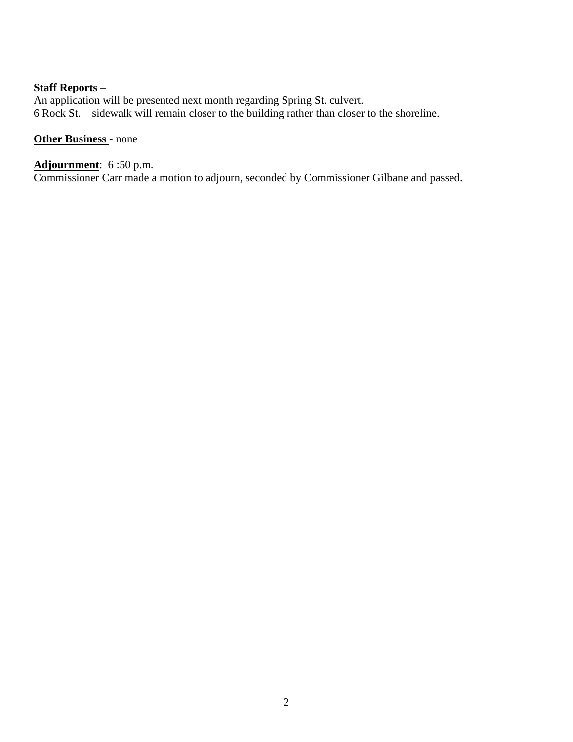**Staff Reports** –
An application will be presented next month regarding Spring St. culvert.
6 Rock St. – sidewalk will remain closer to the building rather than closer to the shoreline.

**Other Business** - none

**Adjournment**: 6 :50 p.m.
Commissioner Carr made a motion to adjourn, seconded by Commissioner Gilbane and passed.